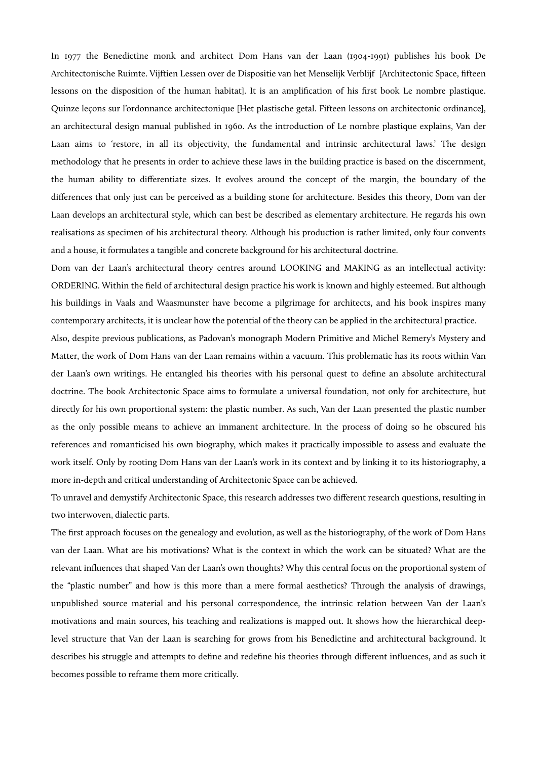In 1977 the Benedictine monk and architect Dom Hans van der Laan (1904-1991) publishes his book De Architectonische Ruimte. Vijftien Lessen over de Dispositie van het Menselijk Verblijf [Architectonic Space, fifteen lessons on the disposition of the human habitat]. It is an amplification of his first book Le nombre plastique. Quinze leçons sur l'ordonnance architectonique [Het plastische getal. Fifteen lessons on architectonic ordinance], an architectural design manual published in 1960. As the introduction of Le nombre plastique explains, Van der Laan aims to 'restore, in all its objectivity, the fundamental and intrinsic architectural laws.' The design methodology that he presents in order to achieve these laws in the building practice is based on the discernment, the human ability to differentiate sizes. It evolves around the concept of the margin, the boundary of the differences that only just can be perceived as a building stone for architecture. Besides this theory, Dom van der Laan develops an architectural style, which can best be described as elementary architecture. He regards his own realisations as specimen of his architectural theory. Although his production is rather limited, only four convents and a house, it formulates a tangible and concrete background for his architectural doctrine.

Dom van der Laan's architectural theory centres around LOOKING and MAKING as an intellectual activity: ORDERING. Within the field of architectural design practice his work is known and highly esteemed. But although his buildings in Vaals and Waasmunster have become a pilgrimage for architects, and his book inspires many contemporary architects, it is unclear how the potential of the theory can be applied in the architectural practice.

Also, despite previous publications, as Padovan's monograph Modern Primitive and Michel Remery's Mystery and Matter, the work of Dom Hans van der Laan remains within a vacuum. This problematic has its roots within Van der Laan's own writings. He entangled his theories with his personal quest to define an absolute architectural doctrine. The book Architectonic Space aims to formulate a universal foundation, not only for architecture, but directly for his own proportional system: the plastic number. As such, Van der Laan presented the plastic number as the only possible means to achieve an immanent architecture. In the process of doing so he obscured his references and romanticised his own biography, which makes it practically impossible to assess and evaluate the work itself. Only by rooting Dom Hans van der Laan's work in its context and by linking it to its historiography, a more in-depth and critical understanding of Architectonic Space can be achieved.

To unravel and demystify Architectonic Space, this research addresses two different research questions, resulting in two interwoven, dialectic parts.

The first approach focuses on the genealogy and evolution, as well as the historiography, of the work of Dom Hans van der Laan. What are his motivations? What is the context in which the work can be situated? What are the relevant influences that shaped Van der Laan's own thoughts? Why this central focus on the proportional system of the "plastic number" and how is this more than a mere formal aesthetics? Through the analysis of drawings, unpublished source material and his personal correspondence, the intrinsic relation between Van der Laan's motivations and main sources, his teaching and realizations is mapped out. It shows how the hierarchical deep-level structure that Van der Laan is searching for grows from his Benedictine and architectural background. It describes his struggle and attempts to define and redefine his theories through different influences, and as such it becomes possible to reframe them more critically.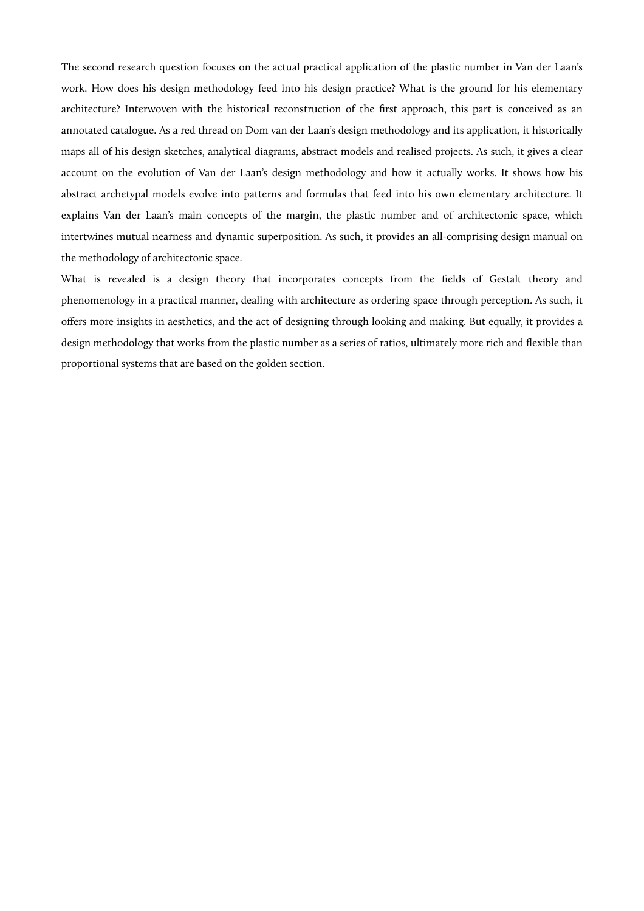The second research question focuses on the actual practical application of the plastic number in Van der Laan's work. How does his design methodology feed into his design practice? What is the ground for his elementary architecture? Interwoven with the historical reconstruction of the first approach, this part is conceived as an annotated catalogue. As a red thread on Dom van der Laan's design methodology and its application, it historically maps all of his design sketches, analytical diagrams, abstract models and realised projects. As such, it gives a clear account on the evolution of Van der Laan's design methodology and how it actually works. It shows how his abstract archetypal models evolve into patterns and formulas that feed into his own elementary architecture. It explains Van der Laan's main concepts of the margin, the plastic number and of architectonic space, which intertwines mutual nearness and dynamic superposition. As such, it provides an all-comprising design manual on the methodology of architectonic space.

What is revealed is a design theory that incorporates concepts from the fields of Gestalt theory and phenomenology in a practical manner, dealing with architecture as ordering space through perception. As such, it offers more insights in aesthetics, and the act of designing through looking and making. But equally, it provides a design methodology that works from the plastic number as a series of ratios, ultimately more rich and flexible than proportional systems that are based on the golden section.